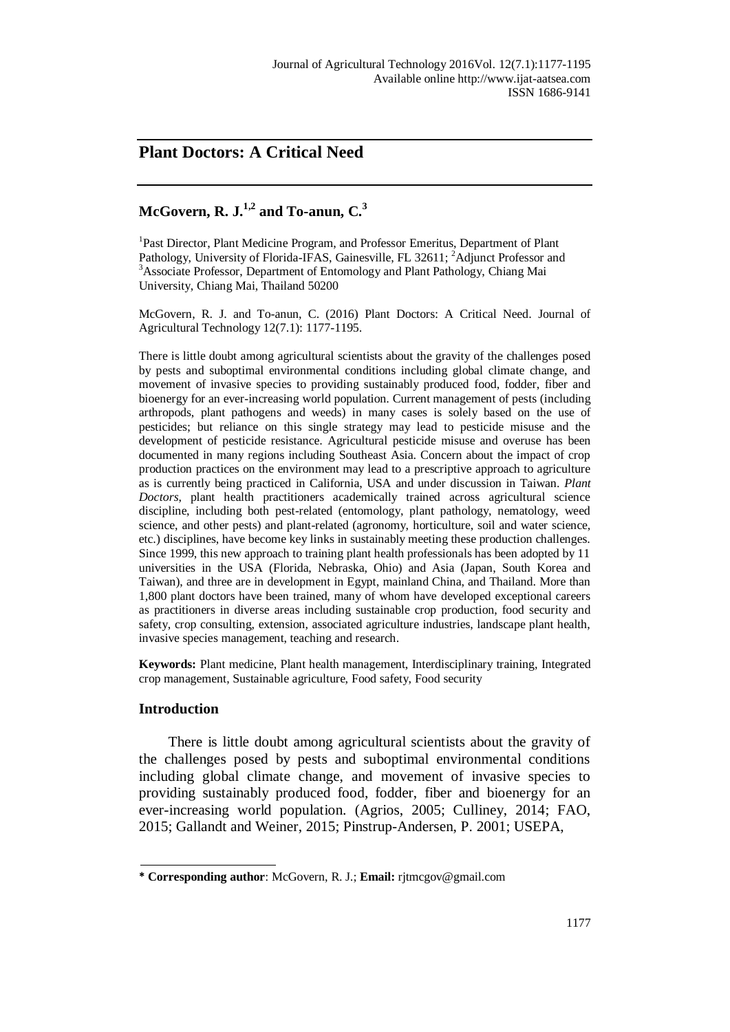# Plant Doctors: A Critical Need

## McGovern, R. J.[1,2] and To-anun, C.[3]

[1]Past Director, Plant Medicine Program, and Professor Emeritus, Department of Plant Pathology, University of Florida-IFAS, Gainesville, FL 32611; [2]Adjunct Professor and [3]Associate Professor, Department of Entomology and Plant Pathology, Chiang Mai University, Chiang Mai, Thailand 50200

McGovern, R. J. and To-anun, C. (2016) Plant Doctors: A Critical Need. Journal of Agricultural Technology 12(7.1): 1177-1195.

There is little doubt among agricultural scientists about the gravity of the challenges posed by pests and suboptimal environmental conditions including global climate change, and movement of invasive species to providing sustainably produced food, fodder, fiber and bioenergy for an ever-increasing world population. Current management of pests (including arthropods, plant pathogens and weeds) in many cases is solely based on the use of pesticides; but reliance on this single strategy may lead to pesticide misuse and the development of pesticide resistance. Agricultural pesticide misuse and overuse has been documented in many regions including Southeast Asia. Concern about the impact of crop production practices on the environment may lead to a prescriptive approach to agriculture as is currently being practiced in California, USA and under discussion in Taiwan. *Plant Doctors*, plant health practitioners academically trained across agricultural science discipline, including both pest-related (entomology, plant pathology, nematology, weed science, and other pests) and plant-related (agronomy, horticulture, soil and water science, etc.) disciplines, have become key links in sustainably meeting these production challenges. Since 1999, this new approach to training plant health professionals has been adopted by 11 universities in the USA (Florida, Nebraska, Ohio) and Asia (Japan, South Korea and Taiwan), and three are in development in Egypt, mainland China, and Thailand. More than 1,800 plant doctors have been trained, many of whom have developed exceptional careers as practitioners in diverse areas including sustainable crop production, food security and safety, crop consulting, extension, associated agriculture industries, landscape plant health, invasive species management, teaching and research.

**Keywords:** Plant medicine, Plant health management, Interdisciplinary training, Integrated crop management, Sustainable agriculture, Food safety, Food security

## Introduction

There is little doubt among agricultural scientists about the gravity of the challenges posed by pests and suboptimal environmental conditions including global climate change, and movement of invasive species to providing sustainably produced food, fodder, fiber and bioenergy for an ever-increasing world population. (Agrios, 2005; Culliney, 2014; FAO, 2015; Gallandt and Weiner, 2015; Pinstrup-Andersen, P. 2001; USEPA,

---

**\* Corresponding author**: McGovern, R. J.; **Email:** rjtmcgov@gmail.com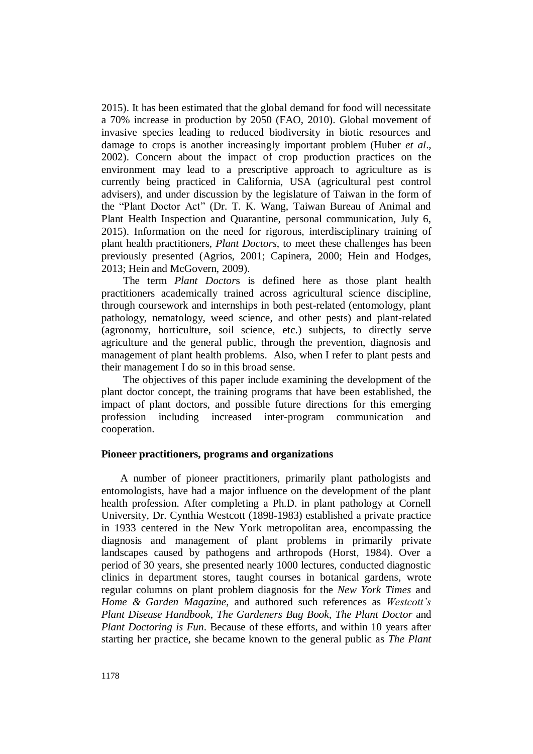2015). It has been estimated that the global demand for food will necessitate a 70% increase in production by 2050 (FAO, 2010). Global movement of invasive species leading to reduced biodiversity in biotic resources and damage to crops is another increasingly important problem (Huber *et al*., 2002). Concern about the impact of crop production practices on the environment may lead to a prescriptive approach to agriculture as is currently being practiced in California, USA (agricultural pest control advisers), and under discussion by the legislature of Taiwan in the form of the "Plant Doctor Act" (Dr. T. K. Wang, Taiwan Bureau of Animal and Plant Health Inspection and Quarantine, personal communication, July 6, 2015). Information on the need for rigorous, interdisciplinary training of plant health practitioners, *Plant Doctors*, to meet these challenges has been previously presented (Agrios, 2001; Capinera, 2000; Hein and Hodges, 2013; Hein and McGovern, 2009).

The term *Plant Doctor*s is defined here as those plant health practitioners academically trained across agricultural science discipline, through coursework and internships in both pest-related (entomology, plant pathology, nematology, weed science, and other pests) and plant-related (agronomy, horticulture, soil science, etc.) subjects, to directly serve agriculture and the general public, through the prevention, diagnosis and management of plant health problems. Also, when I refer to plant pests and their management I do so in this broad sense.

The objectives of this paper include examining the development of the plant doctor concept, the training programs that have been established, the impact of plant doctors, and possible future directions for this emerging profession including increased inter-program communication and cooperation.

**Pioneer practitioners, programs and organizations**

A number of pioneer practitioners, primarily plant pathologists and entomologists, have had a major influence on the development of the plant health profession. After completing a Ph.D. in plant pathology at Cornell University, Dr. Cynthia Westcott (1898-1983) established a private practice in 1933 centered in the New York metropolitan area, encompassing the diagnosis and management of plant problems in primarily private landscapes caused by pathogens and arthropods (Horst, 1984). Over a period of 30 years, she presented nearly 1000 lectures, conducted diagnostic clinics in department stores, taught courses in botanical gardens, wrote regular columns on plant problem diagnosis for the *New York Times* and *Home & Garden Magazine*, and authored such references as *Westcott's Plant Disease Handbook*, *The Gardeners Bug Book*, *The Plant Doctor* and *Plant Doctoring is Fun*. Because of these efforts, and within 10 years after starting her practice, she became known to the general public as *The Plant*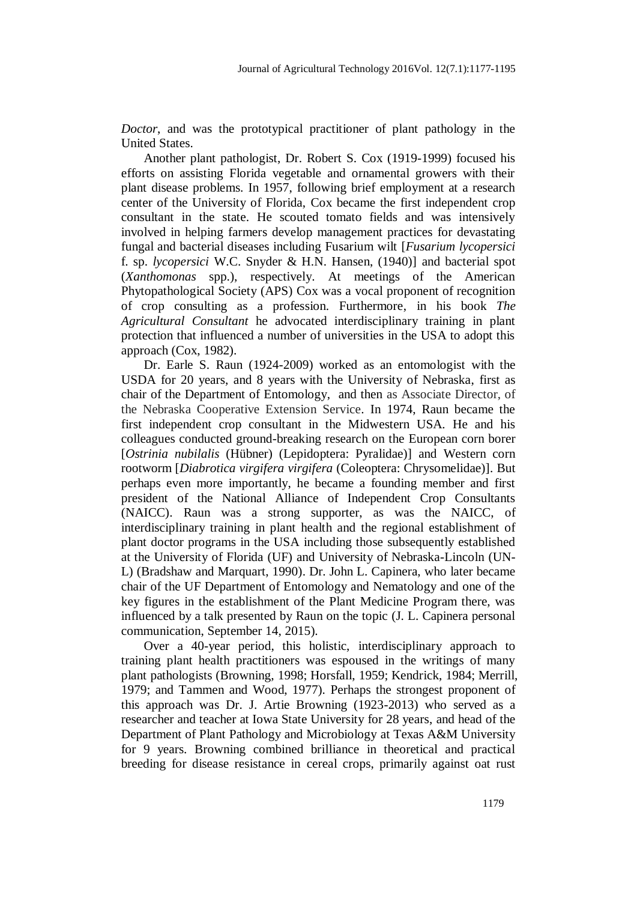*Doctor*, and was the prototypical practitioner of plant pathology in the United States.

Another plant pathologist, Dr. Robert S. Cox (1919-1999) focused his efforts on assisting Florida vegetable and ornamental growers with their plant disease problems. In 1957, following brief employment at a research center of the University of Florida, Cox became the first independent crop consultant in the state. He scouted tomato fields and was intensively involved in helping farmers develop management practices for devastating fungal and bacterial diseases including Fusarium wilt [*Fusarium lycopersici* f. sp. *lycopersici* W.C. Snyder & H.N. Hansen, (1940)] and bacterial spot (*Xanthomonas* spp.), respectively. At meetings of the American Phytopathological Society (APS) Cox was a vocal proponent of recognition of crop consulting as a profession. Furthermore, in his book *The Agricultural Consultant* he advocated interdisciplinary training in plant protection that influenced a number of universities in the USA to adopt this approach (Cox, 1982).

Dr. Earle S. Raun (1924-2009) worked as an entomologist with the USDA for 20 years, and 8 years with the University of Nebraska, first as chair of the Department of Entomology, and then as Associate Director, of the Nebraska Cooperative Extension Service. In 1974, Raun became the first independent crop consultant in the Midwestern USA. He and his colleagues conducted ground-breaking research on the European corn borer [*Ostrinia nubilalis* (Hübner) (Lepidoptera: Pyralidae)] and Western corn rootworm [*Diabrotica virgifera virgifera* (Coleoptera: Chrysomelidae)]. But perhaps even more importantly, he became a founding member and first president of the National Alliance of Independent Crop Consultants (NAICC). Raun was a strong supporter, as was the NAICC, of interdisciplinary training in plant health and the regional establishment of plant doctor programs in the USA including those subsequently established at the University of Florida (UF) and University of Nebraska-Lincoln (UN-L) (Bradshaw and Marquart, 1990). Dr. John L. Capinera, who later became chair of the UF Department of Entomology and Nematology and one of the key figures in the establishment of the Plant Medicine Program there, was influenced by a talk presented by Raun on the topic (J. L. Capinera personal communication, September 14, 2015).

Over a 40-year period, this holistic, interdisciplinary approach to training plant health practitioners was espoused in the writings of many plant pathologists (Browning, 1998; Horsfall, 1959; Kendrick, 1984; Merrill, 1979; and Tammen and Wood, 1977). Perhaps the strongest proponent of this approach was Dr. J. Artie Browning (1923-2013) who served as a researcher and teacher at Iowa State University for 28 years, and head of the Department of Plant Pathology and Microbiology at Texas A&M University for 9 years. Browning combined brilliance in theoretical and practical breeding for disease resistance in cereal crops, primarily against oat rust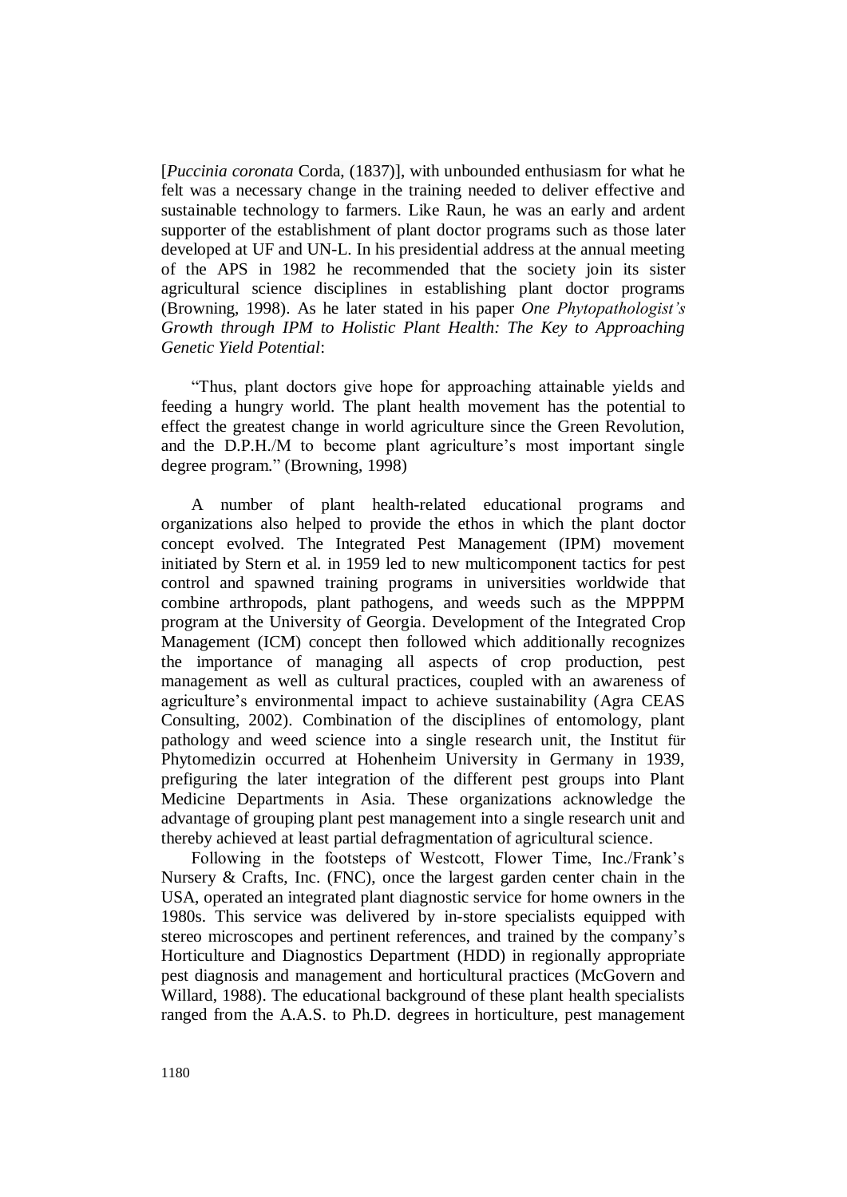[*Puccinia coronata* Corda, (1837)], with unbounded enthusiasm for what he felt was a necessary change in the training needed to deliver effective and sustainable technology to farmers. Like Raun, he was an early and ardent supporter of the establishment of plant doctor programs such as those later developed at UF and UN-L. In his presidential address at the annual meeting of the APS in 1982 he recommended that the society join its sister agricultural science disciplines in establishing plant doctor programs (Browning, 1998). As he later stated in his paper *One Phytopathologist's Growth through IPM to Holistic Plant Health: The Key to Approaching Genetic Yield Potential*:

"Thus, plant doctors give hope for approaching attainable yields and feeding a hungry world. The plant health movement has the potential to effect the greatest change in world agriculture since the Green Revolution, and the D.P.H./M to become plant agriculture's most important single degree program." (Browning, 1998)

A number of plant health-related educational programs and organizations also helped to provide the ethos in which the plant doctor concept evolved. The Integrated Pest Management (IPM) movement initiated by Stern et al. in 1959 led to new multicomponent tactics for pest control and spawned training programs in universities worldwide that combine arthropods, plant pathogens, and weeds such as the MPPPM program at the University of Georgia. Development of the Integrated Crop Management (ICM) concept then followed which additionally recognizes the importance of managing all aspects of crop production, pest management as well as cultural practices, coupled with an awareness of agriculture's environmental impact to achieve sustainability (Agra CEAS Consulting, 2002). Combination of the disciplines of entomology, plant pathology and weed science into a single research unit, the Institut für Phytomedizin occurred at Hohenheim University in Germany in 1939, prefiguring the later integration of the different pest groups into Plant Medicine Departments in Asia. These organizations acknowledge the advantage of grouping plant pest management into a single research unit and thereby achieved at least partial defragmentation of agricultural science.

Following in the footsteps of Westcott, Flower Time, Inc./Frank's Nursery & Crafts, Inc. (FNC), once the largest garden center chain in the USA, operated an integrated plant diagnostic service for home owners in the 1980s. This service was delivered by in-store specialists equipped with stereo microscopes and pertinent references, and trained by the company's Horticulture and Diagnostics Department (HDD) in regionally appropriate pest diagnosis and management and horticultural practices (McGovern and Willard, 1988). The educational background of these plant health specialists ranged from the A.A.S. to Ph.D. degrees in horticulture, pest management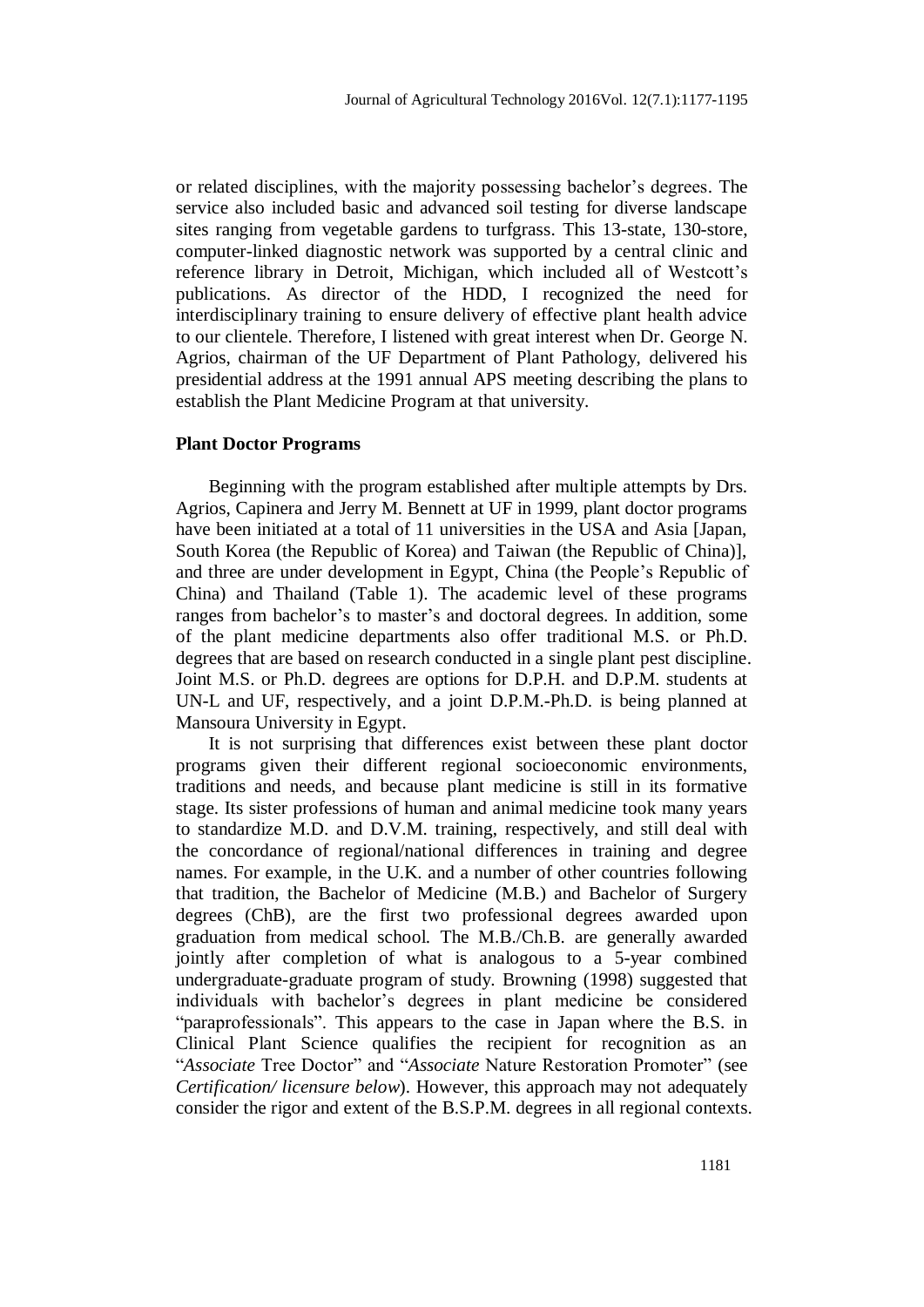or related disciplines, with the majority possessing bachelor's degrees. The service also included basic and advanced soil testing for diverse landscape sites ranging from vegetable gardens to turfgrass. This 13-state, 130-store, computer-linked diagnostic network was supported by a central clinic and reference library in Detroit, Michigan, which included all of Westcott's publications. As director of the HDD, I recognized the need for interdisciplinary training to ensure delivery of effective plant health advice to our clientele. Therefore, I listened with great interest when Dr. George N. Agrios, chairman of the UF Department of Plant Pathology, delivered his presidential address at the 1991 annual APS meeting describing the plans to establish the Plant Medicine Program at that university.

## Plant Doctor Programs

Beginning with the program established after multiple attempts by Drs. Agrios, Capinera and Jerry M. Bennett at UF in 1999, plant doctor programs have been initiated at a total of 11 universities in the USA and Asia [Japan, South Korea (the Republic of Korea) and Taiwan (the Republic of China)], and three are under development in Egypt, China (the People's Republic of China) and Thailand (Table 1). The academic level of these programs ranges from bachelor's to master's and doctoral degrees. In addition, some of the plant medicine departments also offer traditional M.S. or Ph.D. degrees that are based on research conducted in a single plant pest discipline. Joint M.S. or Ph.D. degrees are options for D.P.H. and D.P.M. students at UN-L and UF, respectively, and a joint D.P.M.-Ph.D. is being planned at Mansoura University in Egypt.

It is not surprising that differences exist between these plant doctor programs given their different regional socioeconomic environments, traditions and needs, and because plant medicine is still in its formative stage. Its sister professions of human and animal medicine took many years to standardize M.D. and D.V.M. training, respectively, and still deal with the concordance of regional/national differences in training and degree names. For example, in the U.K. and a number of other countries following that tradition, the Bachelor of Medicine (M.B.) and Bachelor of Surgery degrees (ChB), are the first two professional degrees awarded upon graduation from medical school. The M.B./Ch.B. are generally awarded jointly after completion of what is analogous to a 5-year combined undergraduate-graduate program of study. Browning (1998) suggested that individuals with bachelor's degrees in plant medicine be considered "paraprofessionals". This appears to the case in Japan where the B.S. in Clinical Plant Science qualifies the recipient for recognition as an "*Associate* Tree Doctor" and "*Associate* Nature Restoration Promoter" (see *Certification/ licensure below*). However, this approach may not adequately consider the rigor and extent of the B.S.P.M. degrees in all regional contexts.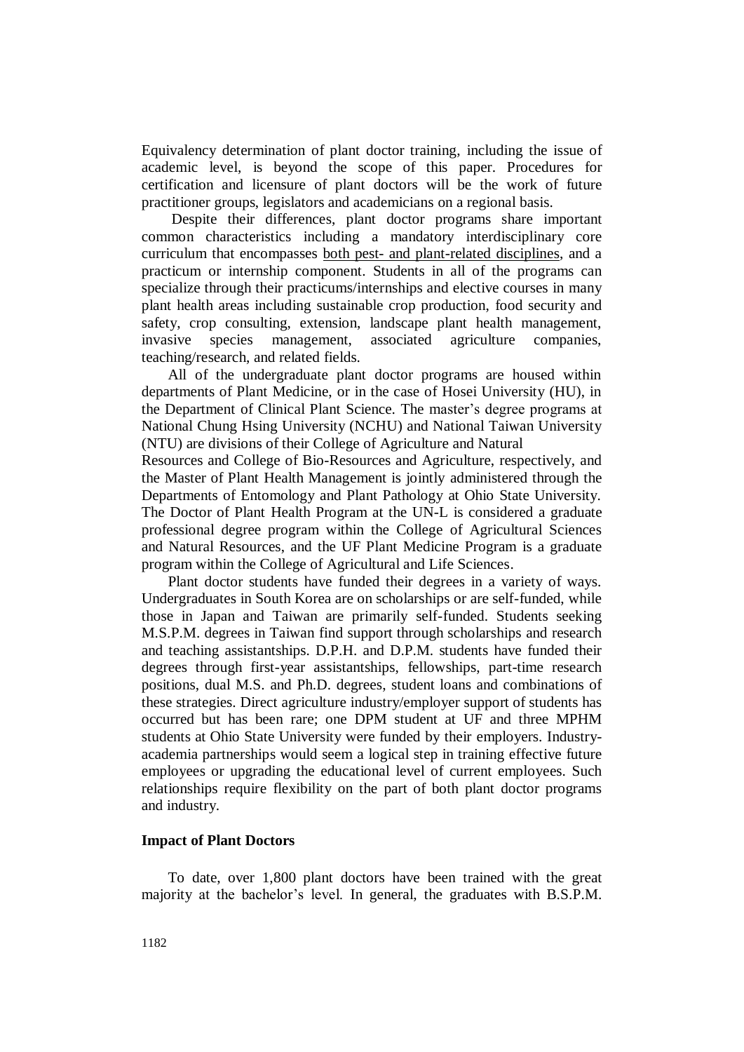Equivalency determination of plant doctor training, including the issue of academic level, is beyond the scope of this paper. Procedures for certification and licensure of plant doctors will be the work of future practitioner groups, legislators and academicians on a regional basis.

Despite their differences, plant doctor programs share important common characteristics including a mandatory interdisciplinary core curriculum that encompasses both pest- and plant-related disciplines, and a practicum or internship component. Students in all of the programs can specialize through their practicums/internships and elective courses in many plant health areas including sustainable crop production, food security and safety, crop consulting, extension, landscape plant health management, invasive species management, associated agriculture companies, teaching/research, and related fields.

All of the undergraduate plant doctor programs are housed within departments of Plant Medicine, or in the case of Hosei University (HU), in the Department of Clinical Plant Science. The master's degree programs at National Chung Hsing University (NCHU) and National Taiwan University (NTU) are divisions of their College of Agriculture and Natural Resources and College of Bio-Resources and Agriculture, respectively, and the Master of Plant Health Management is jointly administered through the Departments of Entomology and Plant Pathology at Ohio State University. The Doctor of Plant Health Program at the UN-L is considered a graduate professional degree program within the College of Agricultural Sciences and Natural Resources, and the UF Plant Medicine Program is a graduate program within the College of Agricultural and Life Sciences.

Plant doctor students have funded their degrees in a variety of ways. Undergraduates in South Korea are on scholarships or are self-funded, while those in Japan and Taiwan are primarily self-funded. Students seeking M.S.P.M. degrees in Taiwan find support through scholarships and research and teaching assistantships. D.P.H. and D.P.M. students have funded their degrees through first-year assistantships, fellowships, part-time research positions, dual M.S. and Ph.D. degrees, student loans and combinations of these strategies. Direct agriculture industry/employer support of students has occurred but has been rare; one DPM student at UF and three MPHM students at Ohio State University were funded by their employers. Industry-academia partnerships would seem a logical step in training effective future employees or upgrading the educational level of current employees. Such relationships require flexibility on the part of both plant doctor programs and industry.

## Impact of Plant Doctors

To date, over 1,800 plant doctors have been trained with the great majority at the bachelor's level. In general, the graduates with B.S.P.M.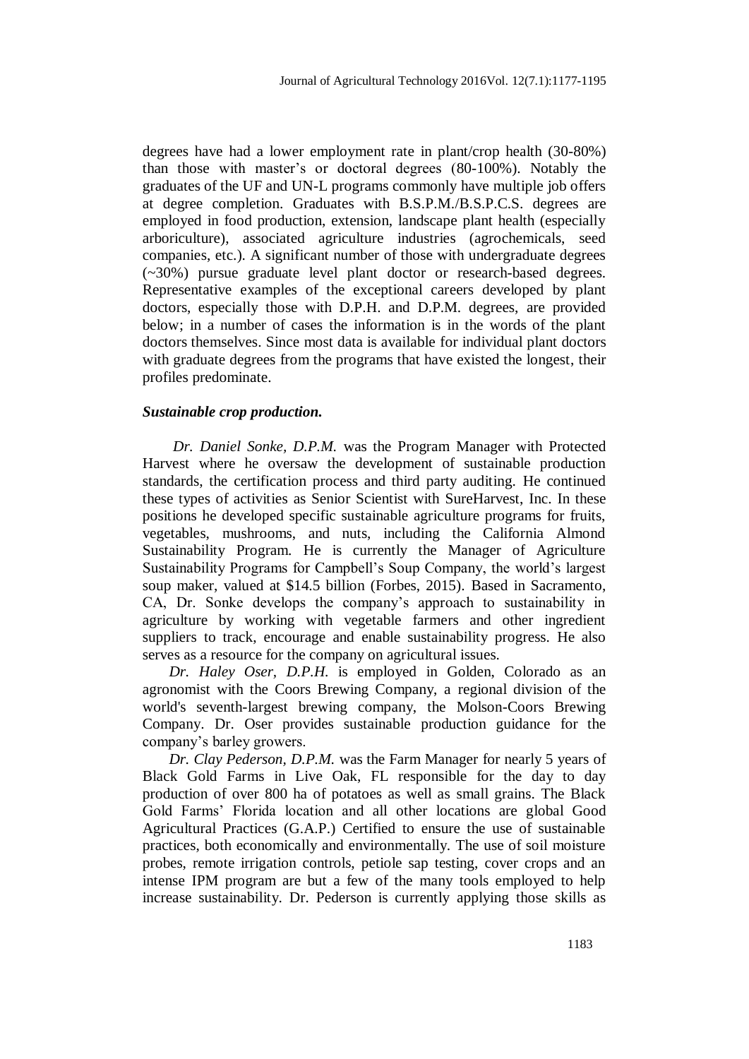degrees have had a lower employment rate in plant/crop health (30-80%) than those with master's or doctoral degrees (80-100%). Notably the graduates of the UF and UN-L programs commonly have multiple job offers at degree completion. Graduates with B.S.P.M./B.S.P.C.S. degrees are employed in food production, extension, landscape plant health (especially arboriculture), associated agriculture industries (agrochemicals, seed companies, etc.). A significant number of those with undergraduate degrees (~30%) pursue graduate level plant doctor or research-based degrees. Representative examples of the exceptional careers developed by plant doctors, especially those with D.P.H. and D.P.M. degrees, are provided below; in a number of cases the information is in the words of the plant doctors themselves. Since most data is available for individual plant doctors with graduate degrees from the programs that have existed the longest, their profiles predominate.

***Sustainable crop production.***

*Dr. Daniel Sonke, D.P.M.* was the Program Manager with Protected Harvest where he oversaw the development of sustainable production standards, the certification process and third party auditing. He continued these types of activities as Senior Scientist with SureHarvest, Inc. In these positions he developed specific sustainable agriculture programs for fruits, vegetables, mushrooms, and nuts, including the California Almond Sustainability Program. He is currently the Manager of Agriculture Sustainability Programs for Campbell's Soup Company, the world's largest soup maker, valued at \$14.5 billion (Forbes, 2015). Based in Sacramento, CA, Dr. Sonke develops the company's approach to sustainability in agriculture by working with vegetable farmers and other ingredient suppliers to track, encourage and enable sustainability progress. He also serves as a resource for the company on agricultural issues.

*Dr. Haley Oser, D.P.H.* is employed in Golden, Colorado as an agronomist with the Coors Brewing Company, a regional division of the world's seventh-largest brewing company, the Molson-Coors Brewing Company. Dr. Oser provides sustainable production guidance for the company's barley growers.

*Dr. Clay Pederson, D.P.M.* was the Farm Manager for nearly 5 years of Black Gold Farms in Live Oak, FL responsible for the day to day production of over 800 ha of potatoes as well as small grains. The Black Gold Farms' Florida location and all other locations are global Good Agricultural Practices (G.A.P.) Certified to ensure the use of sustainable practices, both economically and environmentally. The use of soil moisture probes, remote irrigation controls, petiole sap testing, cover crops and an intense IPM program are but a few of the many tools employed to help increase sustainability. Dr. Pederson is currently applying those skills as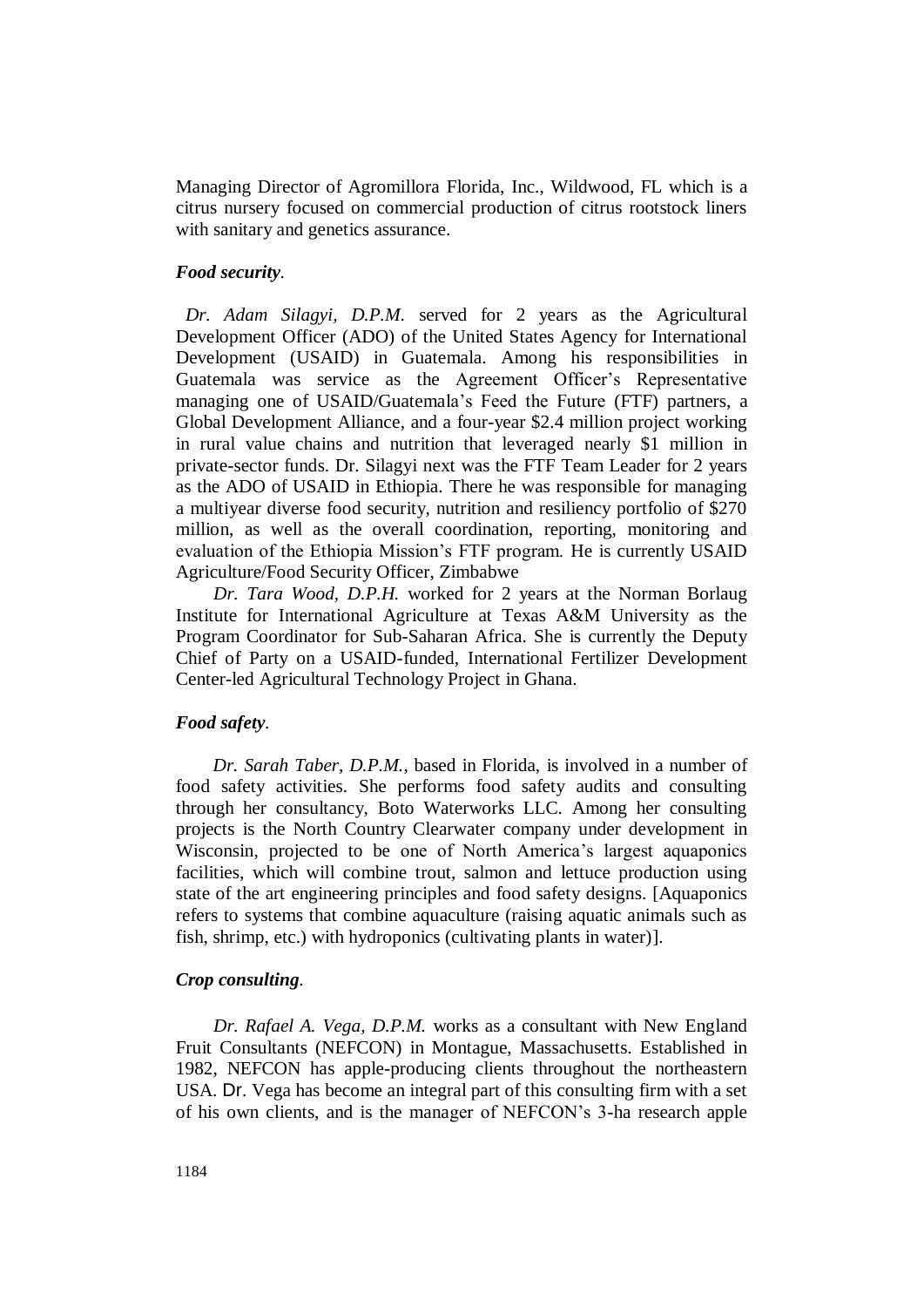Managing Director of Agromillora Florida, Inc., Wildwood, FL which is a citrus nursery focused on commercial production of citrus rootstock liners with sanitary and genetics assurance.

***Food security*.**

*Dr. Adam Silagyi, D.P.M.* served for 2 years as the Agricultural Development Officer (ADO) of the United States Agency for International Development (USAID) in Guatemala. Among his responsibilities in Guatemala was service as the Agreement Officer's Representative managing one of USAID/Guatemala's Feed the Future (FTF) partners, a Global Development Alliance, and a four-year $2.4 million project working in rural value chains and nutrition that leveraged nearly $1 million in private-sector funds. Dr. Silagyi next was the FTF Team Leader for 2 years as the ADO of USAID in Ethiopia. There he was responsible for managing a multiyear diverse food security, nutrition and resiliency portfolio of $270 million, as well as the overall coordination, reporting, monitoring and evaluation of the Ethiopia Mission's FTF program. He is currently USAID Agriculture/Food Security Officer, Zimbabwe

*Dr. Tara Wood, D.P.H.* worked for 2 years at the Norman Borlaug Institute for International Agriculture at Texas A&M University as the Program Coordinator for Sub-Saharan Africa. She is currently the Deputy Chief of Party on a USAID-funded, International Fertilizer Development Center-led Agricultural Technology Project in Ghana.

***Food safety*.**

*Dr. Sarah Taber, D.P.M.*, based in Florida, is involved in a number of food safety activities. She performs food safety audits and consulting through her consultancy, Boto Waterworks LLC. Among her consulting projects is the North Country Clearwater company under development in Wisconsin, projected to be one of North America's largest aquaponics facilities, which will combine trout, salmon and lettuce production using state of the art engineering principles and food safety designs. [Aquaponics refers to systems that combine aquaculture (raising aquatic animals such as fish, shrimp, etc.) with hydroponics (cultivating plants in water)].

***Crop consulting*.**

*Dr. Rafael A. Vega, D.P.M.* works as a consultant with New England Fruit Consultants (NEFCON) in Montague, Massachusetts. Established in 1982, NEFCON has apple-producing clients throughout the northeastern USA. Dr. Vega has become an integral part of this consulting firm with a set of his own clients, and is the manager of NEFCON's 3-ha research apple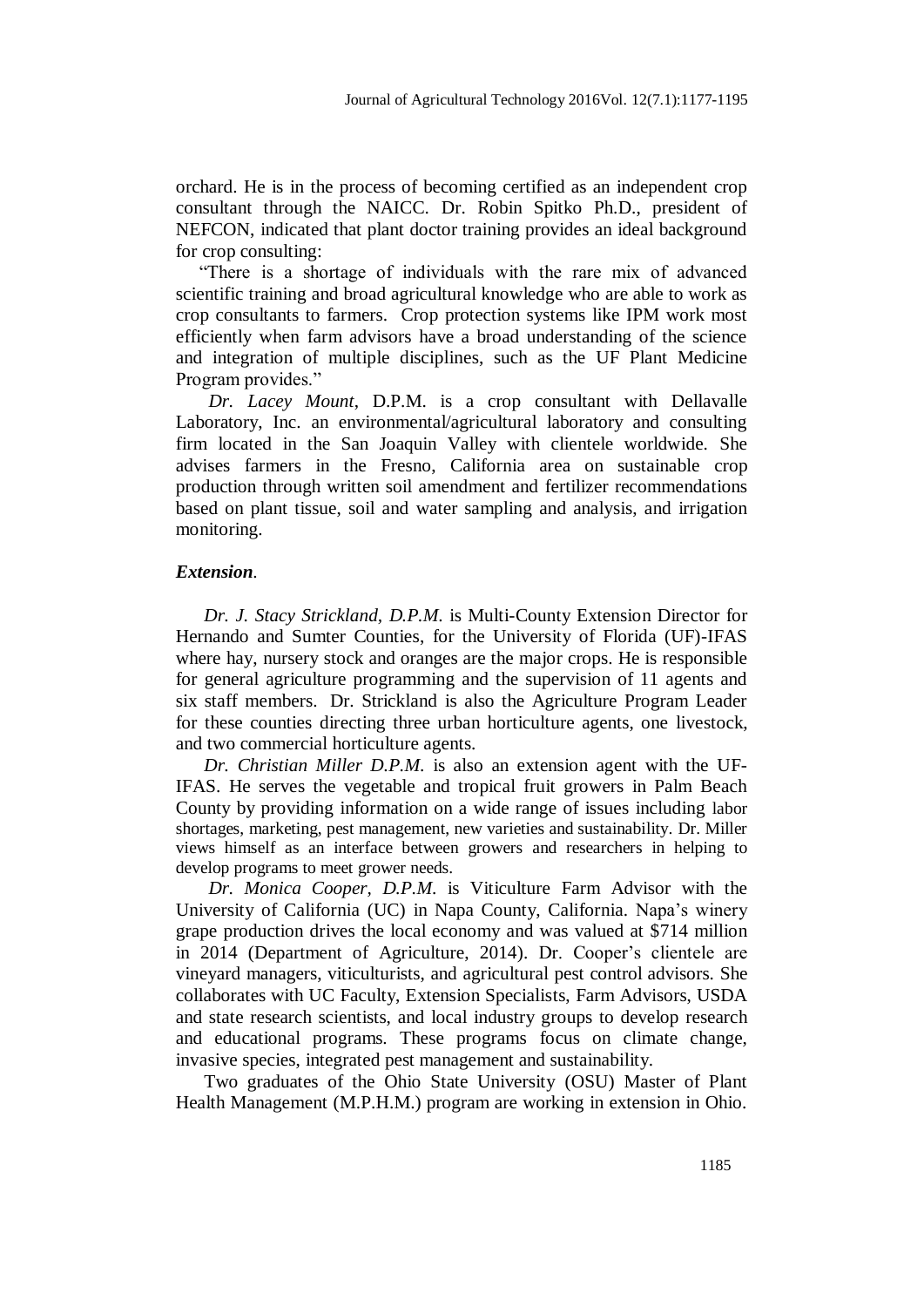orchard. He is in the process of becoming certified as an independent crop consultant through the NAICC. Dr. Robin Spitko Ph.D., president of NEFCON, indicated that plant doctor training provides an ideal background for crop consulting:

"There is a shortage of individuals with the rare mix of advanced scientific training and broad agricultural knowledge who are able to work as crop consultants to farmers. Crop protection systems like IPM work most efficiently when farm advisors have a broad understanding of the science and integration of multiple disciplines, such as the UF Plant Medicine Program provides."

*Dr. Lacey Mount*, D.P.M. is a crop consultant with Dellavalle Laboratory, Inc. an environmental/agricultural laboratory and consulting firm located in the San Joaquin Valley with clientele worldwide. She advises farmers in the Fresno, California area on sustainable crop production through written soil amendment and fertilizer recommendations based on plant tissue, soil and water sampling and analysis, and irrigation monitoring.

***Extension*.**

*Dr. J. Stacy Strickland, D.P.M.* is Multi-County Extension Director for Hernando and Sumter Counties, for the University of Florida (UF)-IFAS where hay, nursery stock and oranges are the major crops. He is responsible for general agriculture programming and the supervision of 11 agents and six staff members. Dr. Strickland is also the Agriculture Program Leader for these counties directing three urban horticulture agents, one livestock, and two commercial horticulture agents.

*Dr. Christian Miller D.P.M.* is also an extension agent with the UF-IFAS. He serves the vegetable and tropical fruit growers in Palm Beach County by providing information on a wide range of issues including labor shortages, marketing, pest management, new varieties and sustainability. Dr. Miller views himself as an interface between growers and researchers in helping to develop programs to meet grower needs.

*Dr. Monica Cooper, D.P.M.* is Viticulture Farm Advisor with the University of California (UC) in Napa County, California. Napa's winery grape production drives the local economy and was valued at $714 million in 2014 (Department of Agriculture, 2014). Dr. Cooper's clientele are vineyard managers, viticulturists, and agricultural pest control advisors. She collaborates with UC Faculty, Extension Specialists, Farm Advisors, USDA and state research scientists, and local industry groups to develop research and educational programs. These programs focus on climate change, invasive species, integrated pest management and sustainability.

Two graduates of the Ohio State University (OSU) Master of Plant Health Management (M.P.H.M.) program are working in extension in Ohio.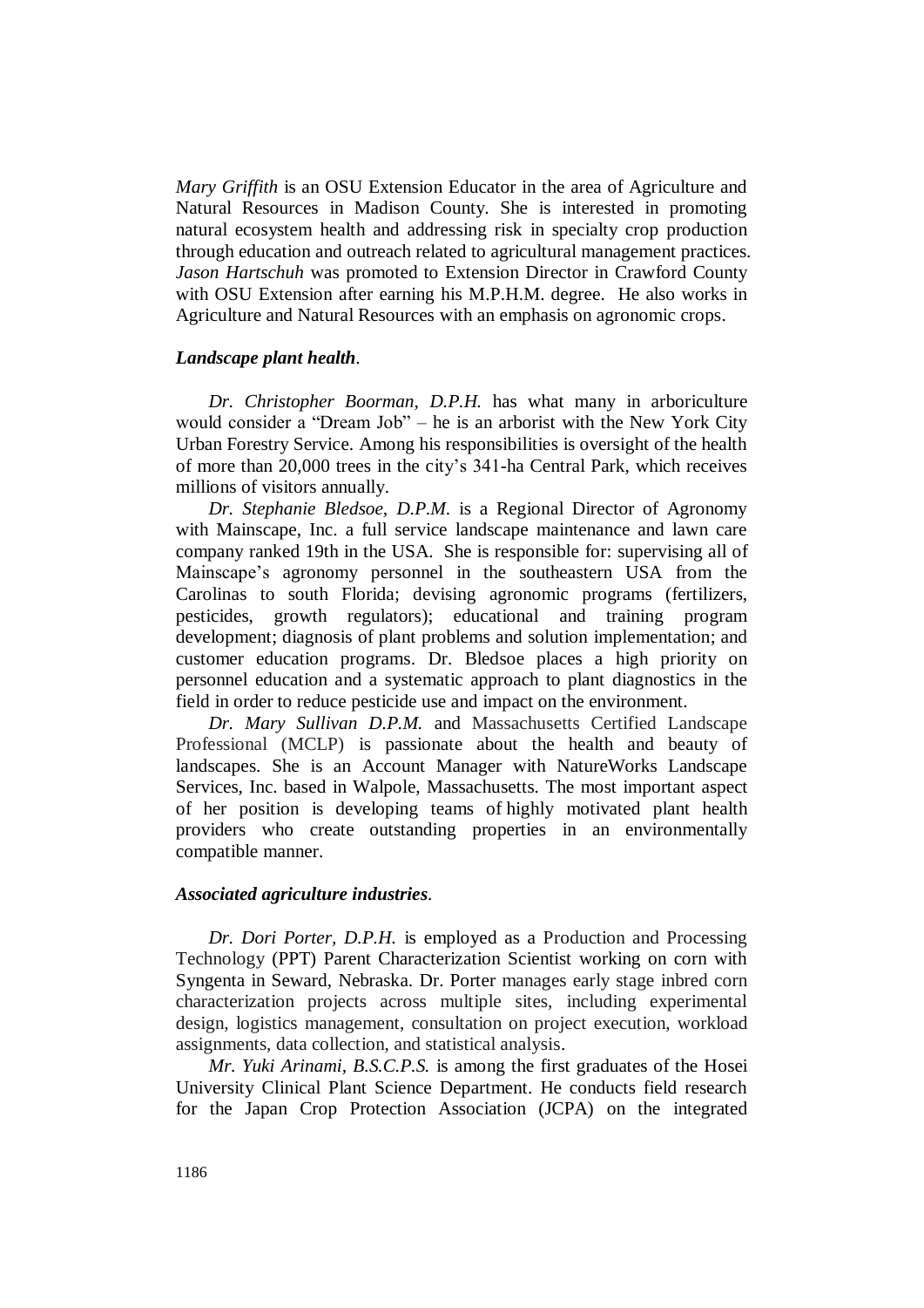*Mary Griffith* is an OSU Extension Educator in the area of Agriculture and Natural Resources in Madison County. She is interested in promoting natural ecosystem health and addressing risk in specialty crop production through education and outreach related to agricultural management practices. *Jason Hartschuh* was promoted to Extension Director in Crawford County with OSU Extension after earning his M.P.H.M. degree. He also works in Agriculture and Natural Resources with an emphasis on agronomic crops.

***Landscape plant health*.**

*Dr. Christopher Boorman, D.P.H.* has what many in arboriculture would consider a "Dream Job" – he is an arborist with the New York City Urban Forestry Service. Among his responsibilities is oversight of the health of more than 20,000 trees in the city's 341-ha Central Park, which receives millions of visitors annually.

*Dr. Stephanie Bledsoe, D.P.M.* is a Regional Director of Agronomy with Mainscape, Inc. a full service landscape maintenance and lawn care company ranked 19th in the USA. She is responsible for: supervising all of Mainscape's agronomy personnel in the southeastern USA from the Carolinas to south Florida; devising agronomic programs (fertilizers, pesticides, growth regulators); educational and training program development; diagnosis of plant problems and solution implementation; and customer education programs. Dr. Bledsoe places a high priority on personnel education and a systematic approach to plant diagnostics in the field in order to reduce pesticide use and impact on the environment.

*Dr. Mary Sullivan D.P.M.* and Massachusetts Certified Landscape Professional (MCLP) is passionate about the health and beauty of landscapes. She is an Account Manager with NatureWorks Landscape Services, Inc. based in Walpole, Massachusetts. The most important aspect of her position is developing teams of highly motivated plant health providers who create outstanding properties in an environmentally compatible manner.

***Associated agriculture industries*.**

*Dr. Dori Porter, D.P.H.* is employed as a Production and Processing Technology (PPT) Parent Characterization Scientist working on corn with Syngenta in Seward, Nebraska. Dr. Porter manages early stage inbred corn characterization projects across multiple sites, including experimental design, logistics management, consultation on project execution, workload assignments, data collection, and statistical analysis.

*Mr. Yuki Arinami, B.S.C.P.S.* is among the first graduates of the Hosei University Clinical Plant Science Department. He conducts field research for the Japan Crop Protection Association (JCPA) on the integrated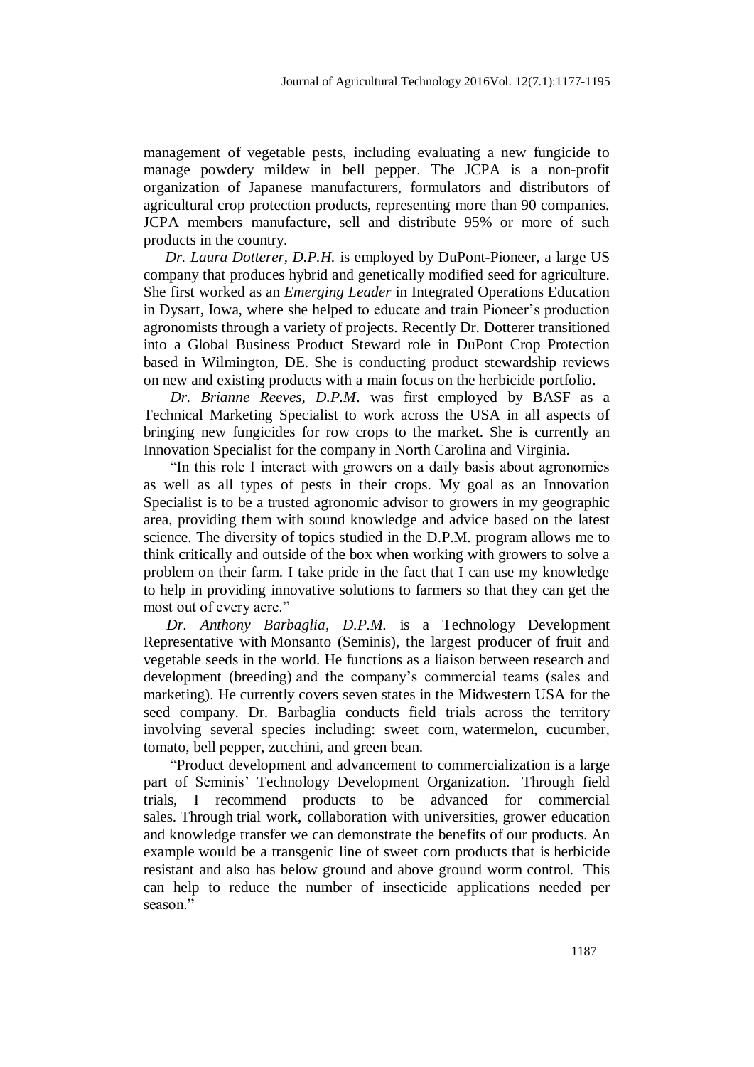management of vegetable pests, including evaluating a new fungicide to manage powdery mildew in bell pepper. The JCPA is a non-profit organization of Japanese manufacturers, formulators and distributors of agricultural crop protection products, representing more than 90 companies. JCPA members manufacture, sell and distribute 95% or more of such products in the country.

*Dr. Laura Dotterer, D.P.H.* is employed by DuPont-Pioneer, a large US company that produces hybrid and genetically modified seed for agriculture. She first worked as an *Emerging Leader* in Integrated Operations Education in Dysart, Iowa, where she helped to educate and train Pioneer's production agronomists through a variety of projects. Recently Dr. Dotterer transitioned into a Global Business Product Steward role in DuPont Crop Protection based in Wilmington, DE. She is conducting product stewardship reviews on new and existing products with a main focus on the herbicide portfolio.

*Dr. Brianne Reeves, D.P.M*. was first employed by BASF as a Technical Marketing Specialist to work across the USA in all aspects of bringing new fungicides for row crops to the market. She is currently an Innovation Specialist for the company in North Carolina and Virginia.

"In this role I interact with growers on a daily basis about agronomics as well as all types of pests in their crops. My goal as an Innovation Specialist is to be a trusted agronomic advisor to growers in my geographic area, providing them with sound knowledge and advice based on the latest science. The diversity of topics studied in the D.P.M. program allows me to think critically and outside of the box when working with growers to solve a problem on their farm. I take pride in the fact that I can use my knowledge to help in providing innovative solutions to farmers so that they can get the most out of every acre."

*Dr. Anthony Barbaglia, D.P.M.* is a Technology Development Representative with Monsanto (Seminis), the largest producer of fruit and vegetable seeds in the world. He functions as a liaison between research and development (breeding) and the company's commercial teams (sales and marketing). He currently covers seven states in the Midwestern USA for the seed company. Dr. Barbaglia conducts field trials across the territory involving several species including: sweet corn, watermelon, cucumber, tomato, bell pepper, zucchini, and green bean.

"Product development and advancement to commercialization is a large part of Seminis' Technology Development Organization. Through field trials, I recommend products to be advanced for commercial sales. Through trial work, collaboration with universities, grower education and knowledge transfer we can demonstrate the benefits of our products. An example would be a transgenic line of sweet corn products that is herbicide resistant and also has below ground and above ground worm control. This can help to reduce the number of insecticide applications needed per season."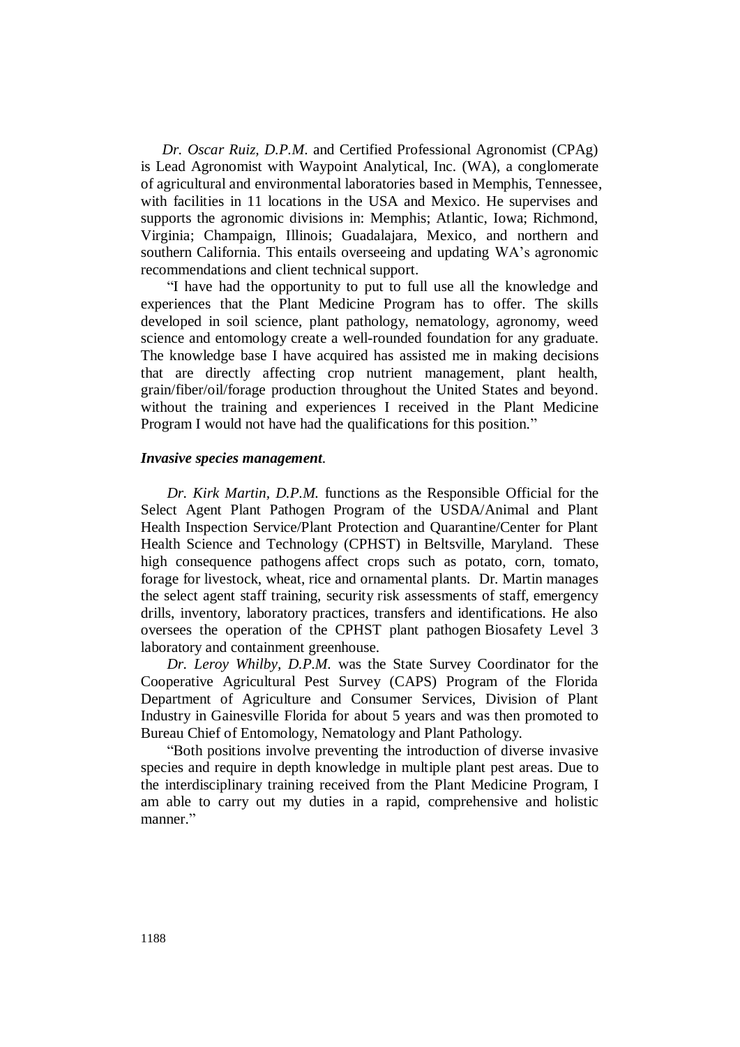*Dr. Oscar Ruiz, D.P.M.* and Certified Professional Agronomist (CPAg) is Lead Agronomist with Waypoint Analytical, Inc. (WA), a conglomerate of agricultural and environmental laboratories based in Memphis, Tennessee, with facilities in 11 locations in the USA and Mexico. He supervises and supports the agronomic divisions in: Memphis; Atlantic, Iowa; Richmond, Virginia; Champaign, Illinois; Guadalajara, Mexico, and northern and southern California. This entails overseeing and updating WA's agronomic recommendations and client technical support.

"I have had the opportunity to put to full use all the knowledge and experiences that the Plant Medicine Program has to offer. The skills developed in soil science, plant pathology, nematology, agronomy, weed science and entomology create a well-rounded foundation for any graduate. The knowledge base I have acquired has assisted me in making decisions that are directly affecting crop nutrient management, plant health, grain/fiber/oil/forage production throughout the United States and beyond. without the training and experiences I received in the Plant Medicine Program I would not have had the qualifications for this position."

***Invasive species management.***

*Dr. Kirk Martin, D.P.M.* functions as the Responsible Official for the Select Agent Plant Pathogen Program of the USDA/Animal and Plant Health Inspection Service/Plant Protection and Quarantine/Center for Plant Health Science and Technology (CPHST) in Beltsville, Maryland. These high consequence pathogens affect crops such as potato, corn, tomato, forage for livestock, wheat, rice and ornamental plants. Dr. Martin manages the select agent staff training, security risk assessments of staff, emergency drills, inventory, laboratory practices, transfers and identifications. He also oversees the operation of the CPHST plant pathogen Biosafety Level 3 laboratory and containment greenhouse.

*Dr. Leroy Whilby, D.P.M.* was the State Survey Coordinator for the Cooperative Agricultural Pest Survey (CAPS) Program of the Florida Department of Agriculture and Consumer Services, Division of Plant Industry in Gainesville Florida for about 5 years and was then promoted to Bureau Chief of Entomology, Nematology and Plant Pathology.

"Both positions involve preventing the introduction of diverse invasive species and require in depth knowledge in multiple plant pest areas. Due to the interdisciplinary training received from the Plant Medicine Program, I am able to carry out my duties in a rapid, comprehensive and holistic manner."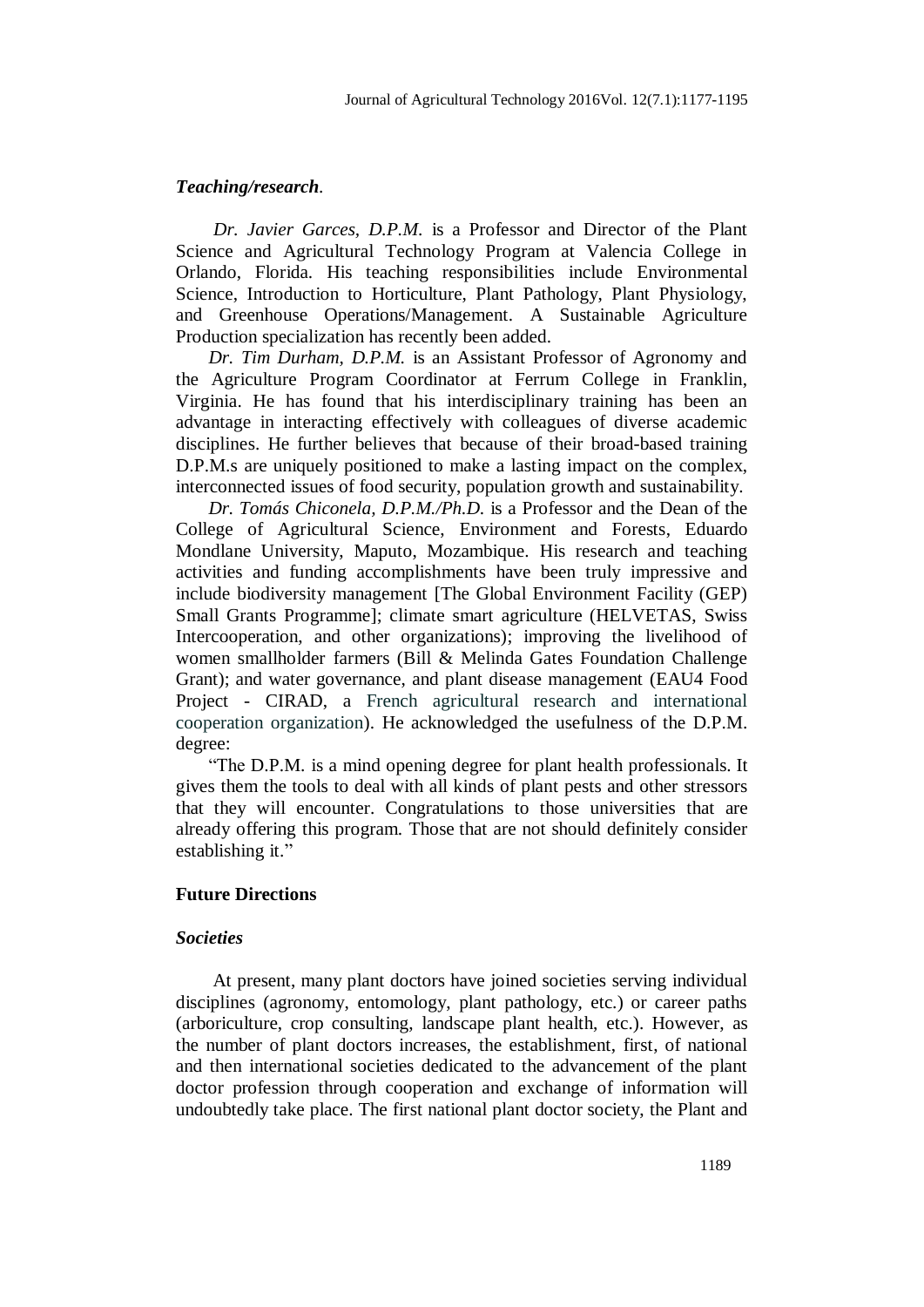### *Teaching/research.*

*Dr. Javier Garces, D.P.M.* is a Professor and Director of the Plant Science and Agricultural Technology Program at Valencia College in Orlando, Florida. His teaching responsibilities include Environmental Science, Introduction to Horticulture, Plant Pathology, Plant Physiology, and Greenhouse Operations/Management. A Sustainable Agriculture Production specialization has recently been added.

*Dr. Tim Durham, D.P.M.* is an Assistant Professor of Agronomy and the Agriculture Program Coordinator at Ferrum College in Franklin, Virginia. He has found that his interdisciplinary training has been an advantage in interacting effectively with colleagues of diverse academic disciplines. He further believes that because of their broad-based training D.P.M.s are uniquely positioned to make a lasting impact on the complex, interconnected issues of food security, population growth and sustainability.

*Dr. Tomás Chiconela, D.P.M./Ph.D.* is a Professor and the Dean of the College of Agricultural Science, Environment and Forests, Eduardo Mondlane University, Maputo, Mozambique. His research and teaching activities and funding accomplishments have been truly impressive and include biodiversity management [The Global Environment Facility (GEP) Small Grants Programme]; climate smart agriculture (HELVETAS, Swiss Intercooperation, and other organizations); improving the livelihood of women smallholder farmers (Bill & Melinda Gates Foundation Challenge Grant); and water governance, and plant disease management (EAU4 Food Project - CIRAD, a French agricultural research and international cooperation organization). He acknowledged the usefulness of the D.P.M. degree:

"The D.P.M. is a mind opening degree for plant health professionals. It gives them the tools to deal with all kinds of plant pests and other stressors that they will encounter. Congratulations to those universities that are already offering this program. Those that are not should definitely consider establishing it."

## Future Directions

### *Societies*

At present, many plant doctors have joined societies serving individual disciplines (agronomy, entomology, plant pathology, etc.) or career paths (arboriculture, crop consulting, landscape plant health, etc.). However, as the number of plant doctors increases, the establishment, first, of national and then international societies dedicated to the advancement of the plant doctor profession through cooperation and exchange of information will undoubtedly take place. The first national plant doctor society, the Plant and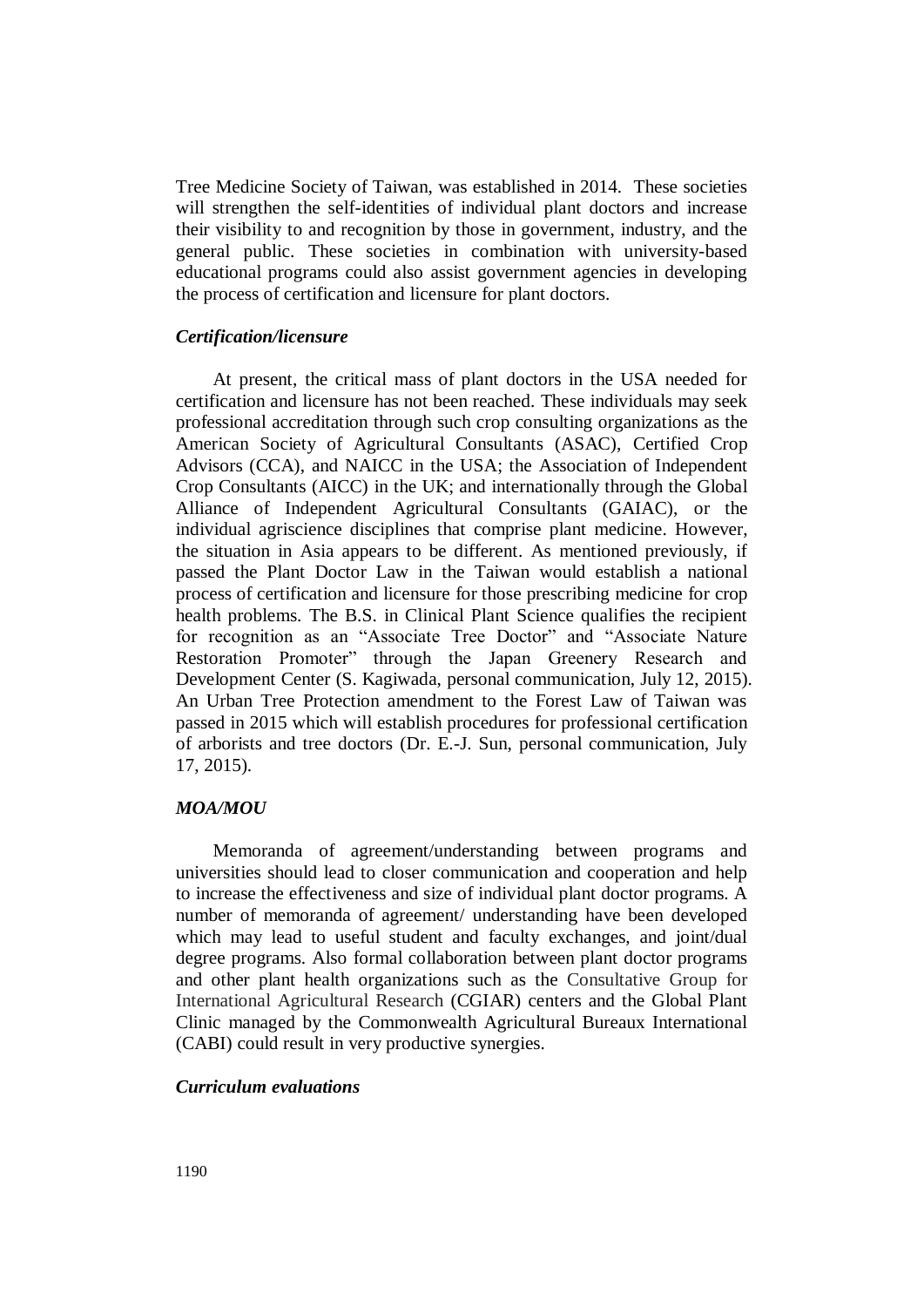Tree Medicine Society of Taiwan, was established in 2014. These societies will strengthen the self-identities of individual plant doctors and increase their visibility to and recognition by those in government, industry, and the general public. These societies in combination with university-based educational programs could also assist government agencies in developing the process of certification and licensure for plant doctors.

### *Certification/licensure*

At present, the critical mass of plant doctors in the USA needed for certification and licensure has not been reached. These individuals may seek professional accreditation through such crop consulting organizations as the American Society of Agricultural Consultants (ASAC), Certified Crop Advisors (CCA), and NAICC in the USA; the Association of Independent Crop Consultants (AICC) in the UK; and internationally through the Global Alliance of Independent Agricultural Consultants (GAIAC), or the individual agriscience disciplines that comprise plant medicine. However, the situation in Asia appears to be different. As mentioned previously, if passed the Plant Doctor Law in the Taiwan would establish a national process of certification and licensure for those prescribing medicine for crop health problems. The B.S. in Clinical Plant Science qualifies the recipient for recognition as an "Associate Tree Doctor" and "Associate Nature Restoration Promoter" through the Japan Greenery Research and Development Center (S. Kagiwada, personal communication, July 12, 2015). An Urban Tree Protection amendment to the Forest Law of Taiwan was passed in 2015 which will establish procedures for professional certification of arborists and tree doctors (Dr. E.-J. Sun, personal communication, July 17, 2015).

### *MOA/MOU*

Memoranda of agreement/understanding between programs and universities should lead to closer communication and cooperation and help to increase the effectiveness and size of individual plant doctor programs. A number of memoranda of agreement/ understanding have been developed which may lead to useful student and faculty exchanges, and joint/dual degree programs. Also formal collaboration between plant doctor programs and other plant health organizations such as the Consultative Group for International Agricultural Research (CGIAR) centers and the Global Plant Clinic managed by the Commonwealth Agricultural Bureaux International (CABI) could result in very productive synergies.

### *Curriculum evaluations*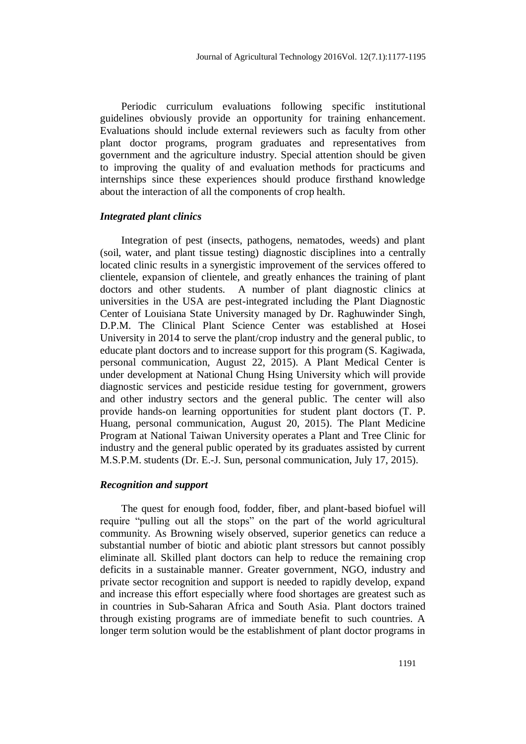Periodic curriculum evaluations following specific institutional guidelines obviously provide an opportunity for training enhancement. Evaluations should include external reviewers such as faculty from other plant doctor programs, program graduates and representatives from government and the agriculture industry. Special attention should be given to improving the quality of and evaluation methods for practicums and internships since these experiences should produce firsthand knowledge about the interaction of all the components of crop health.

### *Integrated plant clinics*

Integration of pest (insects, pathogens, nematodes, weeds) and plant (soil, water, and plant tissue testing) diagnostic disciplines into a centrally located clinic results in a synergistic improvement of the services offered to clientele, expansion of clientele, and greatly enhances the training of plant doctors and other students. A number of plant diagnostic clinics at universities in the USA are pest-integrated including the Plant Diagnostic Center of Louisiana State University managed by Dr. Raghuwinder Singh, D.P.M. The Clinical Plant Science Center was established at Hosei University in 2014 to serve the plant/crop industry and the general public, to educate plant doctors and to increase support for this program (S. Kagiwada, personal communication, August 22, 2015). A Plant Medical Center is under development at National Chung Hsing University which will provide diagnostic services and pesticide residue testing for government, growers and other industry sectors and the general public. The center will also provide hands-on learning opportunities for student plant doctors (T. P. Huang, personal communication, August 20, 2015). The Plant Medicine Program at National Taiwan University operates a Plant and Tree Clinic for industry and the general public operated by its graduates assisted by current M.S.P.M. students (Dr. E.-J. Sun, personal communication, July 17, 2015).

### *Recognition and support*

The quest for enough food, fodder, fiber, and plant-based biofuel will require "pulling out all the stops" on the part of the world agricultural community. As Browning wisely observed, superior genetics can reduce a substantial number of biotic and abiotic plant stressors but cannot possibly eliminate all. Skilled plant doctors can help to reduce the remaining crop deficits in a sustainable manner. Greater government, NGO, industry and private sector recognition and support is needed to rapidly develop, expand and increase this effort especially where food shortages are greatest such as in countries in Sub-Saharan Africa and South Asia. Plant doctors trained through existing programs are of immediate benefit to such countries. A longer term solution would be the establishment of plant doctor programs in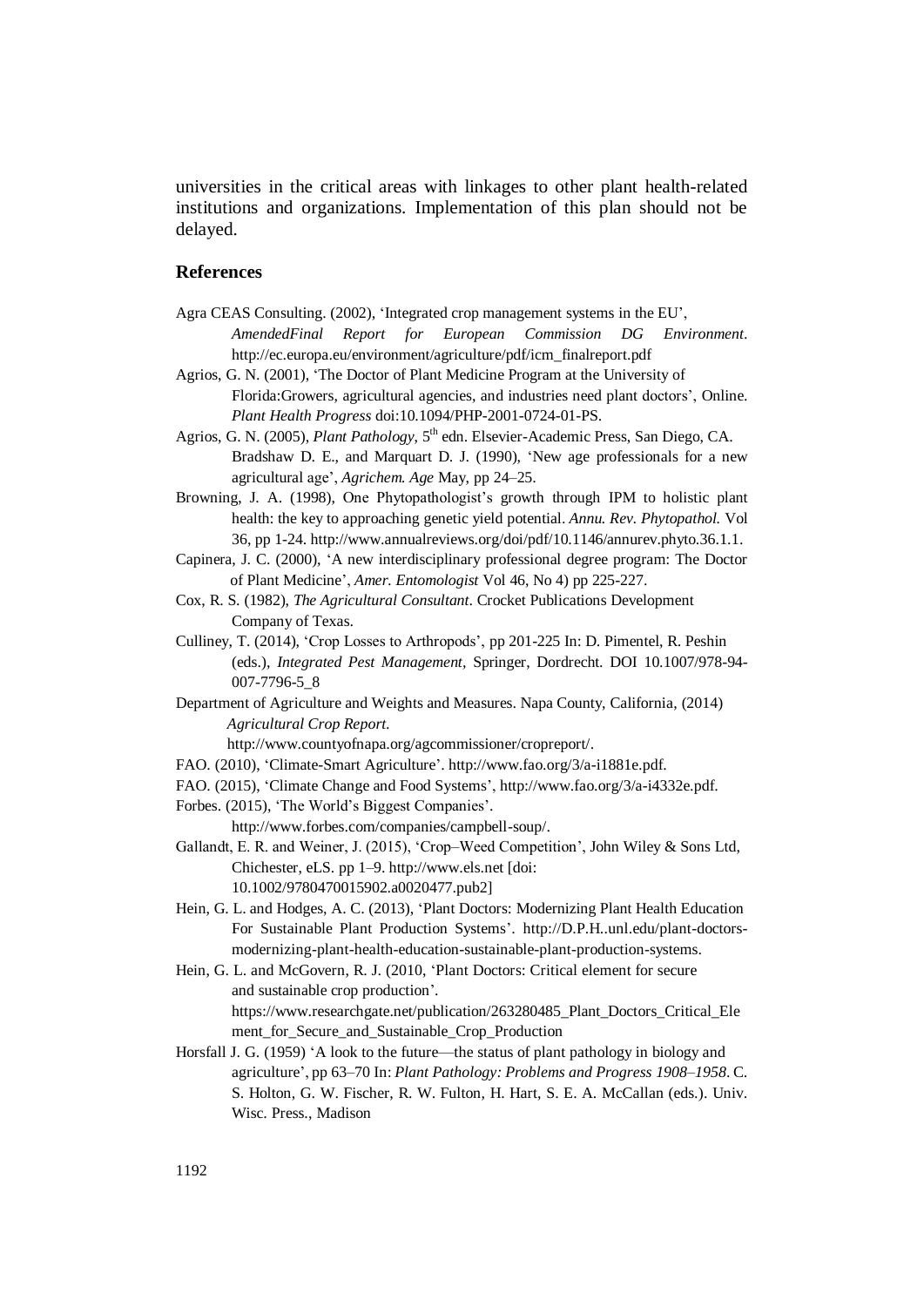universities in the critical areas with linkages to other plant health-related institutions and organizations. Implementation of this plan should not be delayed.

## References

Agra CEAS Consulting. (2002), 'Integrated crop management systems in the EU', *AmendedFinal Report for European Commission DG Environment*. http://ec.europa.eu/environment/agriculture/pdf/icm_finalreport.pdf

Agrios, G. N. (2001), 'The Doctor of Plant Medicine Program at the University of Florida:Growers, agricultural agencies, and industries need plant doctors', Online. *Plant Health Progress* doi:10.1094/PHP-2001-0724-01-PS.

Agrios, G. N. (2005), *Plant Pathology*, 5th edn. Elsevier-Academic Press, San Diego, CA. Bradshaw D. E., and Marquart D. J. (1990), 'New age professionals for a new agricultural age', *Agrichem. Age* May, pp 24–25.

Browning, J. A. (1998), One Phytopathologist's growth through IPM to holistic plant health: the key to approaching genetic yield potential. *Annu. Rev. Phytopathol.* Vol 36, pp 1-24. http://www.annualreviews.org/doi/pdf/10.1146/annurev.phyto.36.1.1.

Capinera, J. C. (2000), 'A new interdisciplinary professional degree program: The Doctor of Plant Medicine', *Amer. Entomologist* Vol 46, No 4) pp 225-227.

Cox, R. S. (1982), *The Agricultural Consultant*. Crocket Publications Development Company of Texas.

Culliney, T. (2014), 'Crop Losses to Arthropods', pp 201-225 In: D. Pimentel, R. Peshin (eds.), *Integrated Pest Management*, Springer, Dordrecht. DOI 10.1007/978-94-007-7796-5_8

Department of Agriculture and Weights and Measures. Napa County, California, (2014) *Agricultural Crop Report.* http://www.countyofnapa.org/agcommissioner/cropreport/.

FAO. (2010), 'Climate-Smart Agriculture'. http://www.fao.org/3/a-i1881e.pdf.

FAO. (2015), 'Climate Change and Food Systems', http://www.fao.org/3/a-i4332e.pdf.

Forbes. (2015), 'The World's Biggest Companies'. http://www.forbes.com/companies/campbell-soup/.

Gallandt, E. R. and Weiner, J. (2015), 'Crop–Weed Competition', John Wiley & Sons Ltd, Chichester, eLS. pp 1–9. http://www.els.net [doi: 10.1002/9780470015902.a0020477.pub2]

Hein, G. L. and Hodges, A. C. (2013), 'Plant Doctors: Modernizing Plant Health Education For Sustainable Plant Production Systems'. http://D.P.H..unl.edu/plant-doctors-modernizing-plant-health-education-sustainable-plant-production-systems.

Hein, G. L. and McGovern, R. J. (2010, 'Plant Doctors: Critical element for secure and sustainable crop production'. https://www.researchgate.net/publication/263280485_Plant_Doctors_Critical_Element_for_Secure_and_Sustainable_Crop_Production

Horsfall J. G. (1959) 'A look to the future—the status of plant pathology in biology and agriculture', pp 63–70 In: *Plant Pathology: Problems and Progress 1908–1958*. C. S. Holton, G. W. Fischer, R. W. Fulton, H. Hart, S. E. A. McCallan (eds.). Univ. Wisc. Press., Madison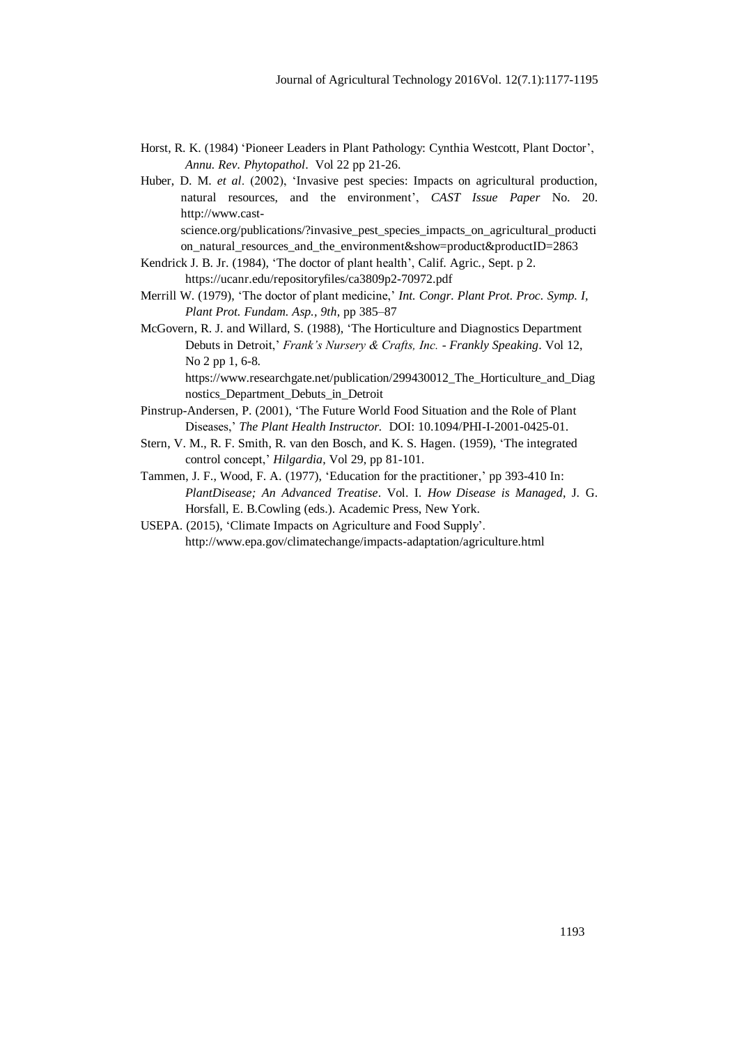Horst, R. K. (1984) 'Pioneer Leaders in Plant Pathology: Cynthia Westcott, Plant Doctor', *Annu. Rev. Phytopathol*. Vol 22 pp 21-26.

Huber, D. M. *et al*. (2002), 'Invasive pest species: Impacts on agricultural production, natural resources, and the environment', *CAST Issue Paper* No. 20. http://www.cast-science.org/publications/?invasive_pest_species_impacts_on_agricultural_production_natural_resources_and_the_environment&show=product&productID=2863

Kendrick J. B. Jr. (1984), 'The doctor of plant health', Calif. Agric*.*, Sept. p 2. https://ucanr.edu/repositoryfiles/ca3809p2-70972.pdf

Merrill W. (1979), 'The doctor of plant medicine,' *Int. Congr. Plant Prot. Proc. Symp. I, Plant Prot. Fundam. Asp., 9th*, pp 385–87

McGovern, R. J. and Willard, S. (1988), 'The Horticulture and Diagnostics Department Debuts in Detroit,' *Frank's Nursery & Crafts, Inc. - Frankly Speaking*. Vol 12, No 2 pp 1, 6-8. https://www.researchgate.net/publication/299430012_The_Horticulture_and_Diagnostics_Department_Debuts_in_Detroit

Pinstrup-Andersen, P. (2001), 'The Future World Food Situation and the Role of Plant Diseases,' *The Plant Health Instructor.* DOI: 10.1094/PHI-I-2001-0425-01.

Stern, V. M., R. F. Smith, R. van den Bosch, and K. S. Hagen. (1959), 'The integrated control concept,' *Hilgardia*, Vol 29, pp 81-101.

Tammen, J. F., Wood, F. A. (1977), 'Education for the practitioner,' pp 393-410 In: *PlantDisease; An Advanced Treatise*. Vol. I. *How Disease is Managed*, J. G. Horsfall, E. B.Cowling (eds.). Academic Press, New York.

USEPA. (2015), 'Climate Impacts on Agriculture and Food Supply'. http://www.epa.gov/climatechange/impacts-adaptation/agriculture.html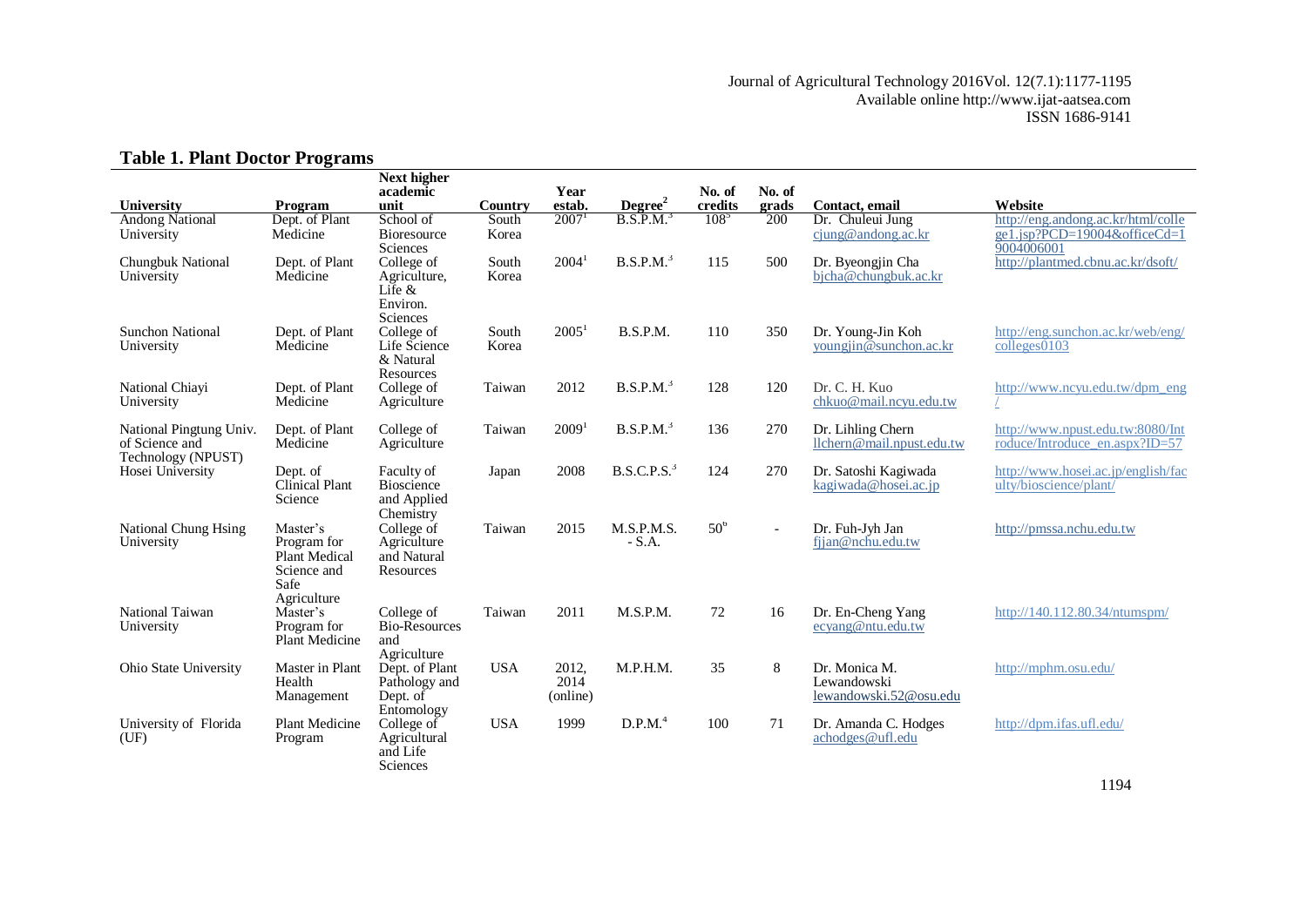## Table 1. Plant Doctor Programs

| University | Program | Next higher academic unit | Country | Year estab. | Degree[2] | No. of credits | No. of grads | Contact, email | Website |
|---|---|---|---|---|---|---|---|---|---|
| Andong National University | Dept. of Plant Medicine | School of Bioresource Sciences | South Korea | 2007[1] | B.S.P.M.[3] | 108[5] | 200 | Dr. Chuleui Jung cjung@andong.ac.kr | http://eng.andong.ac.kr/html/college1.jsp?PCD=19004&officeCd=19004006001 |
| Chungbuk National University | Dept. of Plant Medicine | College of Agriculture, Life & Environ. Sciences | South Korea | 2004[1] | B.S.P.M.[3] | 115 | 500 | Dr. Byeongjin Cha bjcha@chungbuk.ac.kr | http://plantmed.cbnu.ac.kr/dsoft/ |
| Sunchon National University | Dept. of Plant Medicine | College of Life Science & Natural Resources | South Korea | 2005[1] | B.S.P.M. | 110 | 350 | Dr. Young-Jin Koh youngjin@sunchon.ac.kr | http://eng.sunchon.ac.kr/web/eng/colleges0103 |
| National Chiayi University | Dept. of Plant Medicine | College of Agriculture | Taiwan | 2012 | B.S.P.M.[3] | 128 | 120 | Dr. C. H. Kuo chkuo@mail.ncyu.edu.tw | http://www.ncyu.edu.tw/dpm_eng/ |
| National Pingtung Univ. of Science and Technology (NPUST) | Dept. of Plant Medicine | College of Agriculture | Taiwan | 2009[1] | B.S.P.M.[3] | 136 | 270 | Dr. Lihling Chern llchern@mail.npust.edu.tw | http://www.npust.edu.tw:8080/Introduce/Introduce_en.aspx?ID=57 |
| Hosei University | Dept. of Clinical Plant Science | Faculty of Bioscience and Applied Chemistry | Japan | 2008 | B.S.C.P.S.[3] | 124 | 270 | Dr. Satoshi Kagiwada kagiwada@hosei.ac.jp | http://www.hosei.ac.jp/english/faculty/bioscience/plant/ |
| National Chung Hsing University | Master's Program for Plant Medical Science and Safe Agriculture | College of Agriculture and Natural Resources | Taiwan | 2015 | M.S.P.M.S. - S.A. | 50[6] | - | Dr. Fuh-Jyh Jan fjjan@nchu.edu.tw | http://pmssa.nchu.edu.tw |
| National Taiwan University | Master's Program for Plant Medicine | College of Bio-Resources and Agriculture | Taiwan | 2011 | M.S.P.M. | 72 | 16 | Dr. En-Cheng Yang ecyang@ntu.edu.tw | http://140.112.80.34/ntumspm/ |
| Ohio State University | Master in Plant Health Management | Dept. of Plant Pathology and Dept. of Entomology | USA | 2012, 2014 (online) | M.P.H.M. | 35 | 8 | Dr. Monica M. Lewandowski lewandowski.52@osu.edu | http://mphm.osu.edu/ |
| University of Florida (UF) | Plant Medicine Program | College of Agricultural and Life Sciences | USA | 1999 | D.P.M.[4] | 100 | 71 | Dr. Amanda C. Hodges achodges@ufl.edu | http://dpm.ifas.ufl.edu/ |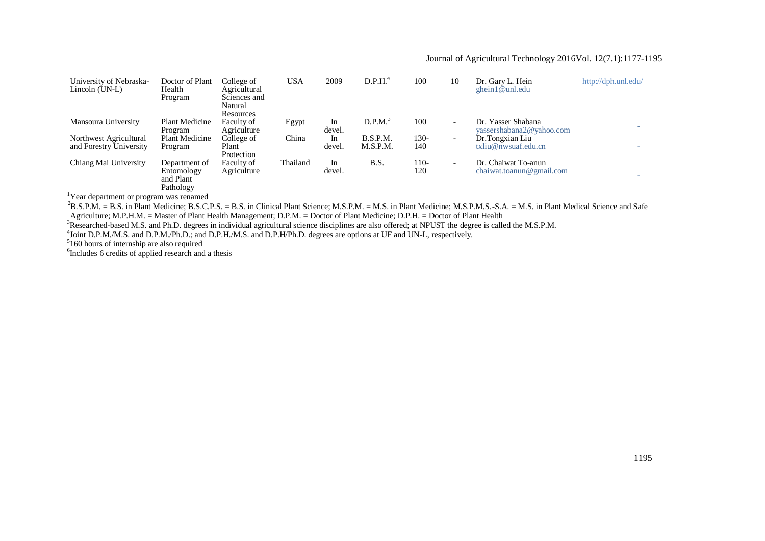| | | | | | | | | | |
|---|---|---|---|---|---|---|---|---|---|
| University of Nebraska-Lincoln (UN-L) | Doctor of Plant Health Program | College of Agricultural Sciences and Natural Resources | USA | 2009 | D.P.H.[4] | 100 | 10 | Dr. Gary L. Hein ghein1@unl.edu | http://dph.unl.edu/ |
| Mansoura University | Plant Medicine Program | Faculty of Agriculture | Egypt | In devel. | D.P.M.[3] | 100 | - | Dr. Yasser Shabana yassershabana2@yahoo.com | - |
| Northwest Agricultural and Forestry University | Plant Medicine Program | College of Plant Protection | China | In devel. | B.S.P.M. M.S.P.M. | 130-140 | - | Dr.Tongxian Liu txliu@nwsuaf.edu.cn | - |
| Chiang Mai University | Department of Entomology and Plant Pathology | Faculty of Agriculture | Thailand | In devel. | B.S. | 110-120 | - | Dr. Chaiwat To-anun chaiwat.toanun@gmail.com | - |

[1]Year department or program was renamed

[2]B.S.P.M. = B.S. in Plant Medicine; B.S.C.P.S. = B.S. in Clinical Plant Science; M.S.P.M. = M.S. in Plant Medicine; M.S.P.M.S.-S.A. = M.S. in Plant Medical Science and Safe Agriculture; M.P.H.M. = Master of Plant Health Management; D.P.M. = Doctor of Plant Medicine; D.P.H. = Doctor of Plant Health

[3]Researched-based M.S. and Ph.D. degrees in individual agricultural science disciplines are also offered; at NPUST the degree is called the M.S.P.M.

[4]Joint D.P.M./M.S. and D.P.M./Ph.D.; and D.P.H./M.S. and D.P.H/Ph.D. degrees are options at UF and UN-L, respectively.

[5]160 hours of internship are also required

[6]Includes 6 credits of applied research and a thesis